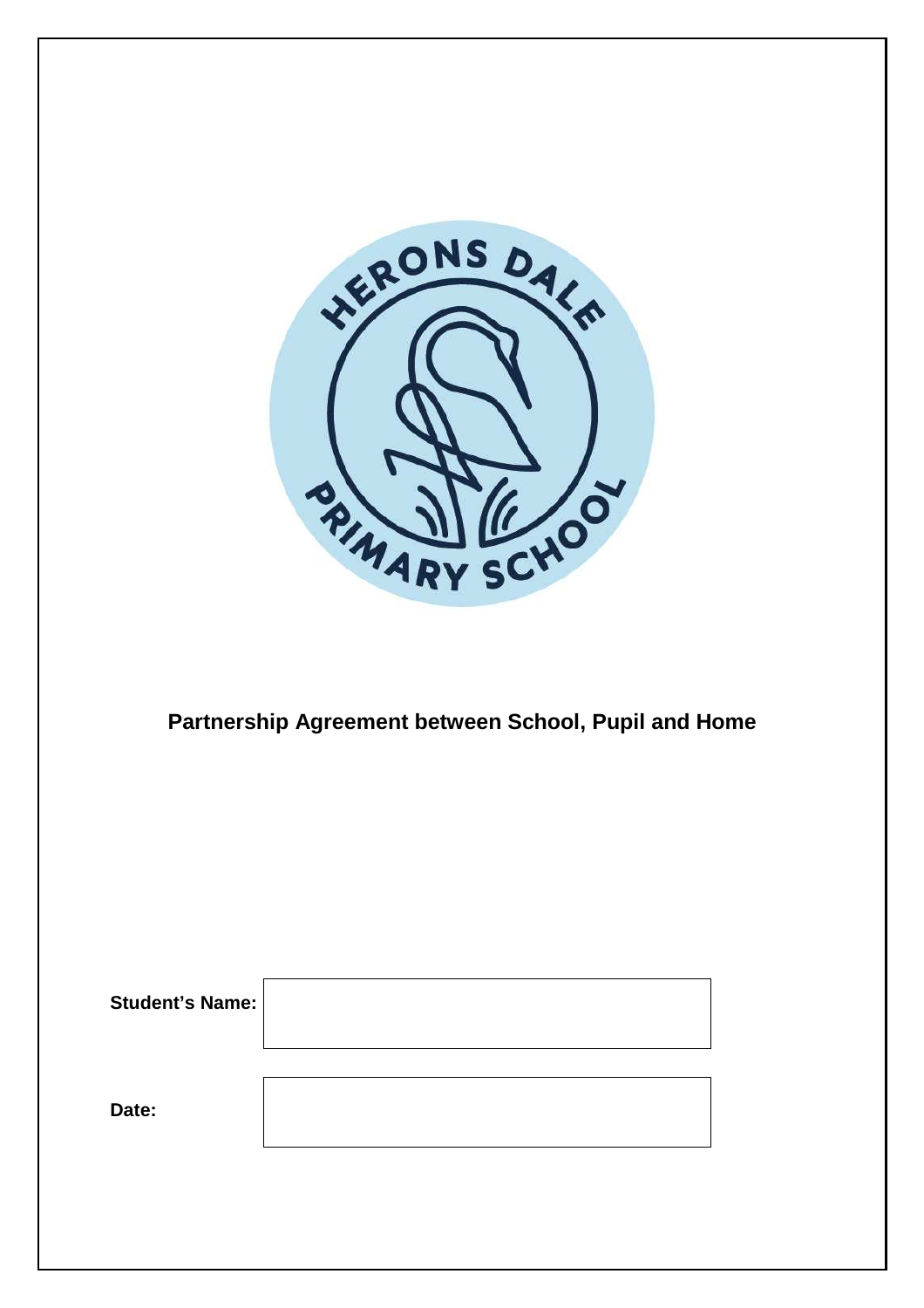HERONS DALE PRIMARY SCHOOL

# Partnership Agreement between School, Pupil and Home

**Student's Name:**

**Date:**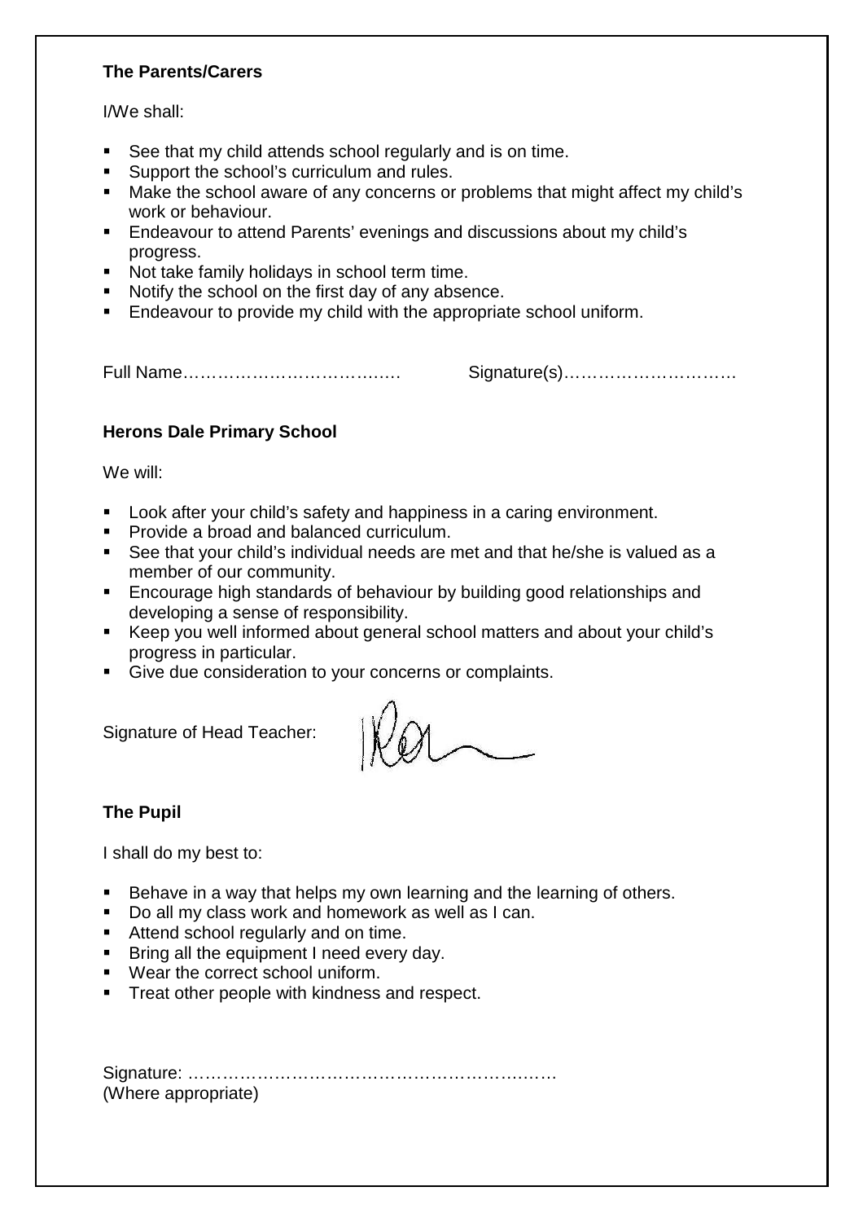**The Parents/Carers**

I/We shall:

- See that my child attends school regularly and is on time.
- Support the school's curriculum and rules.
- Make the school aware of any concerns or problems that might affect my child's work or behaviour.
- Endeavour to attend Parents' evenings and discussions about my child's progress.
- Not take family holidays in school term time.
- Notify the school on the first day of any absence.
- Endeavour to provide my child with the appropriate school uniform.

Full Name……………………………….… Signature(s)…………………………

**Herons Dale Primary School**

We will:

- Look after your child's safety and happiness in a caring environment.
- Provide a broad and balanced curriculum.
- See that your child's individual needs are met and that he/she is valued as a member of our community.
- Encourage high standards of behaviour by building good relationships and developing a sense of responsibility.
- Keep you well informed about general school matters and about your child's progress in particular.
- Give due consideration to your concerns or complaints.

Signature of Head Teacher:

**The Pupil**

I shall do my best to:

- Behave in a way that helps my own learning and the learning of others.
- Do all my class work and homework as well as I can.
- Attend school regularly and on time.
- Bring all the equipment I need every day.
- Wear the correct school uniform.
- Treat other people with kindness and respect.

Signature: ……………………………………………………..….
(Where appropriate)